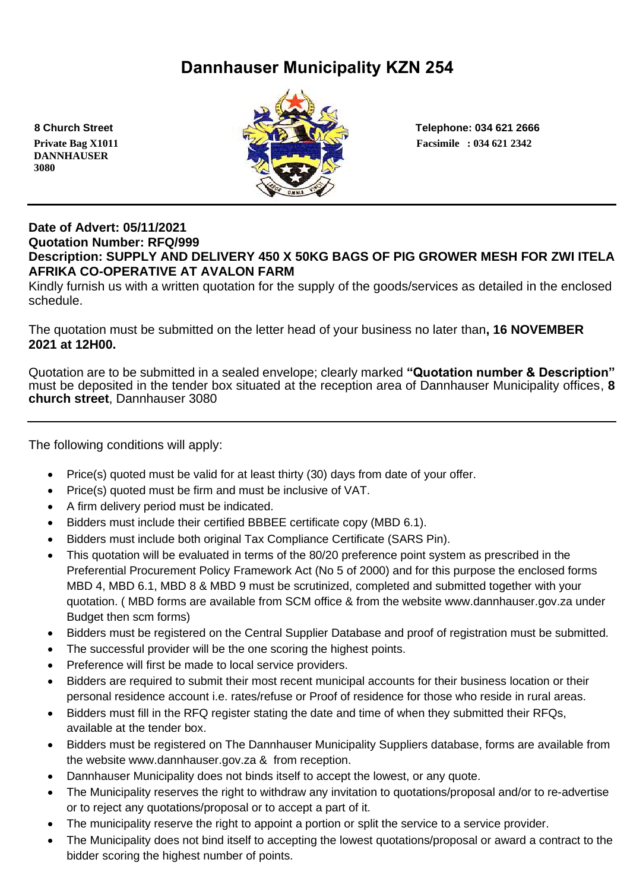# Dannhauser Municipality KZN 254

**8 Church Street**
**Private Bag X1011**
**DANNHAUSER**
**3080**

**Telephone: 034 621 2666**
**Facsimile : 034 621 2342**

---

**Date of Advert: 05/11/2021**
**Quotation Number: RFQ/999**
**Description: SUPPLY AND DELIVERY 450 X 50KG BAGS OF PIG GROWER MESH FOR ZWI ITELA AFRIKA CO-OPERATIVE AT AVALON FARM**

Kindly furnish us with a written quotation for the supply of the goods/services as detailed in the enclosed schedule.

The quotation must be submitted on the letter head of your business no later than**, 16 NOVEMBER 2021 at 12H00.**

Quotation are to be submitted in a sealed envelope; clearly marked **"Quotation number & Description"** must be deposited in the tender box situated at the reception area of Dannhauser Municipality offices, **8 church street**, Dannhauser 3080

---

The following conditions will apply:

- Price(s) quoted must be valid for at least thirty (30) days from date of your offer.
- Price(s) quoted must be firm and must be inclusive of VAT.
- A firm delivery period must be indicated.
- Bidders must include their certified BBBEE certificate copy (MBD 6.1).
- Bidders must include both original Tax Compliance Certificate (SARS Pin).
- This quotation will be evaluated in terms of the 80/20 preference point system as prescribed in the Preferential Procurement Policy Framework Act (No 5 of 2000) and for this purpose the enclosed forms MBD 4, MBD 6.1, MBD 8 & MBD 9 must be scrutinized, completed and submitted together with your quotation. ( MBD forms are available from SCM office & from the website www.dannhauser.gov.za under Budget then scm forms)
- Bidders must be registered on the Central Supplier Database and proof of registration must be submitted.
- The successful provider will be the one scoring the highest points.
- Preference will first be made to local service providers.
- Bidders are required to submit their most recent municipal accounts for their business location or their personal residence account i.e. rates/refuse or Proof of residence for those who reside in rural areas.
- Bidders must fill in the RFQ register stating the date and time of when they submitted their RFQs, available at the tender box.
- Bidders must be registered on The Dannhauser Municipality Suppliers database, forms are available from the website www.dannhauser.gov.za & from reception.
- Dannhauser Municipality does not binds itself to accept the lowest, or any quote.
- The Municipality reserves the right to withdraw any invitation to quotations/proposal and/or to re-advertise or to reject any quotations/proposal or to accept a part of it.
- The municipality reserve the right to appoint a portion or split the service to a service provider.
- The Municipality does not bind itself to accepting the lowest quotations/proposal or award a contract to the bidder scoring the highest number of points.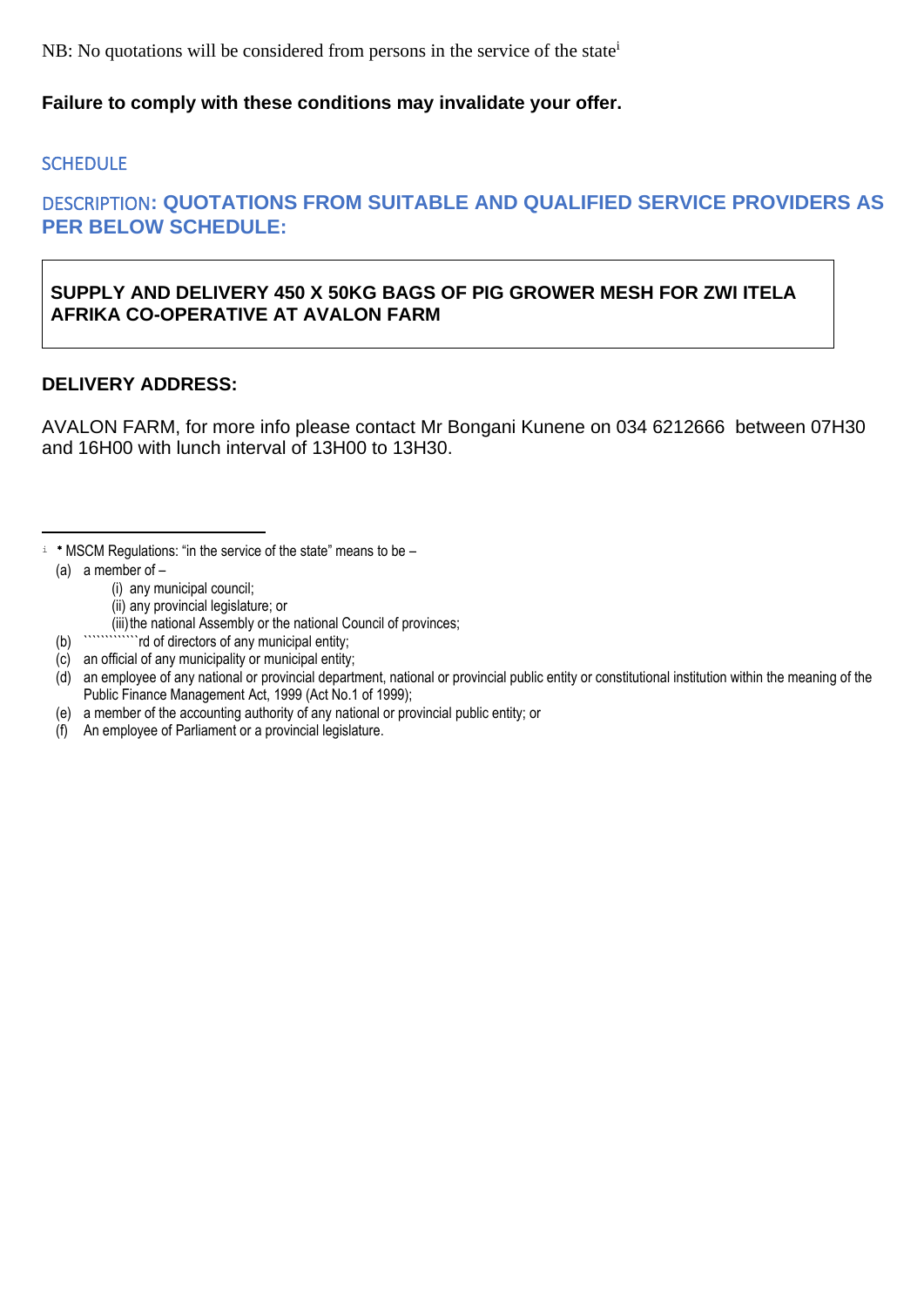NB: No quotations will be considered from persons in the service of the state[i]

**Failure to comply with these conditions may invalidate your offer.**

## SCHEDULE

## DESCRIPTION: QUOTATIONS FROM SUITABLE AND QUALIFIED SERVICE PROVIDERS AS PER BELOW SCHEDULE:

**SUPPLY AND DELIVERY 450 X 50KG BAGS OF PIG GROWER MESH FOR ZWI ITELA AFRIKA CO-OPERATIVE AT AVALON FARM**

**DELIVERY ADDRESS:**

AVALON FARM, for more info please contact Mr Bongani Kunene on 034 6212666 between 07H30 and 16H00 with lunch interval of 13H00 to 13H30.

---

[i] * MSCM Regulations: "in the service of the state" means to be –

(a) a member of –
   (i) any municipal council;
   (ii) any provincial legislature; or
   (iii) the national Assembly or the national Council of provinces;
(b) ````````````rd of directors of any municipal entity;
(c) an official of any municipality or municipal entity;
(d) an employee of any national or provincial department, national or provincial public entity or constitutional institution within the meaning of the Public Finance Management Act, 1999 (Act No.1 of 1999);
(e) a member of the accounting authority of any national or provincial public entity; or
(f) An employee of Parliament or a provincial legislature.